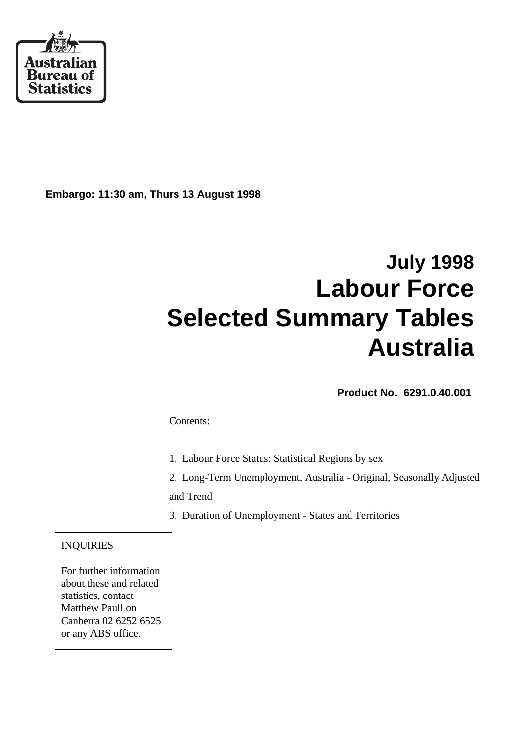Australian Bureau of Statistics

**Embargo: 11:30 am, Thurs 13 August 1998**

# July 1998
# Labour Force
# Selected Summary Tables
# Australia

**Product No. 6291.0.40.001**

Contents:

1. Labour Force Status: Statistical Regions by sex
2. Long-Term Unemployment, Australia - Original, Seasonally Adjusted and Trend
3. Duration of Unemployment - States and Territories

INQUIRIES

For further information about these and related statistics, contact Matthew Paull on Canberra 02 6252 6525 or any ABS office.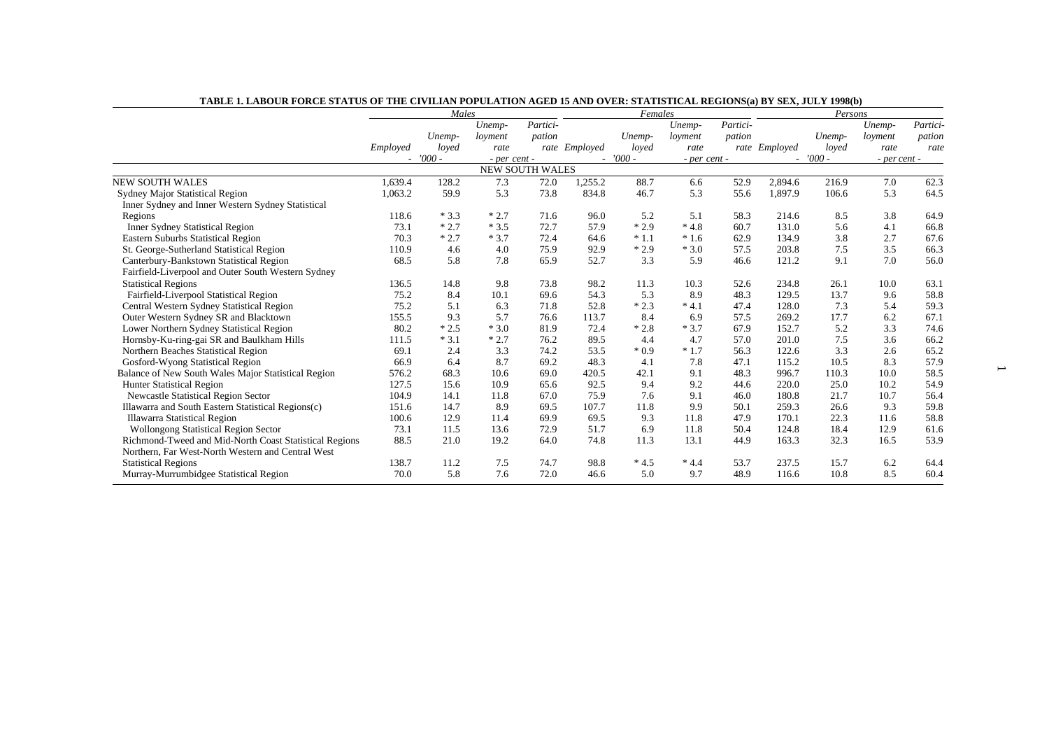**TABLE 1. LABOUR FORCE STATUS OF THE CIVILIAN POPULATION AGED 15 AND OVER: STATISTICAL REGIONS(a) BY SEX, JULY 1998(b)**

| | Males | | | | Females | | | | Persons | | | |
|---|---|---|---|---|---|---|---|---|---|---|---|---|
| | *Employed* | *Unemployed* | *Unemployment rate* | *Participation rate* | *Employed* | *Unemployed* | *Unemployment rate* | *Participation rate* | *Employed* | *Unemployed* | *Unemployment rate* | *Participation rate* |
| | *- '000 -* | | *- per cent -* | | *- '000 -* | | *- per cent -* | | *- '000 -* | | *- per cent -* | |
| NEW SOUTH WALES | | | | | | | | | | | | |
| NEW SOUTH WALES | 1,639.4 | 128.2 | 7.3 | 72.0 | 1,255.2 | 88.7 | 6.6 | 52.9 | 2,894.6 | 216.9 | 7.0 | 62.3 |
| Sydney Major Statistical Region | 1,063.2 | 59.9 | 5.3 | 73.8 | 834.8 | 46.7 | 5.3 | 55.6 | 1,897.9 | 106.6 | 5.3 | 64.5 |
| Inner Sydney and Inner Western Sydney Statistical Regions | 118.6 | * 3.3 | * 2.7 | 71.6 | 96.0 | 5.2 | 5.1 | 58.3 | 214.6 | 8.5 | 3.8 | 64.9 |
| Inner Sydney Statistical Region | 73.1 | * 2.7 | * 3.5 | 72.7 | 57.9 | * 2.9 | * 4.8 | 60.7 | 131.0 | 5.6 | 4.1 | 66.8 |
| Eastern Suburbs Statistical Region | 70.3 | * 2.7 | * 3.7 | 72.4 | 64.6 | * 1.1 | * 1.6 | 62.9 | 134.9 | 3.8 | 2.7 | 67.6 |
| St. George-Sutherland Statistical Region | 110.9 | 4.6 | 4.0 | 75.9 | 92.9 | * 2.9 | * 3.0 | 57.5 | 203.8 | 7.5 | 3.5 | 66.3 |
| Canterbury-Bankstown Statistical Region | 68.5 | 5.8 | 7.8 | 65.9 | 52.7 | 3.3 | 5.9 | 46.6 | 121.2 | 9.1 | 7.0 | 56.0 |
| Fairfield-Liverpool and Outer South Western Sydney Statistical Regions | 136.5 | 14.8 | 9.8 | 73.8 | 98.2 | 11.3 | 10.3 | 52.6 | 234.8 | 26.1 | 10.0 | 63.1 |
| Fairfield-Liverpool Statistical Region | 75.2 | 8.4 | 10.1 | 69.6 | 54.3 | 5.3 | 8.9 | 48.3 | 129.5 | 13.7 | 9.6 | 58.8 |
| Central Western Sydney Statistical Region | 75.2 | 5.1 | 6.3 | 71.8 | 52.8 | * 2.3 | * 4.1 | 47.4 | 128.0 | 7.3 | 5.4 | 59.3 |
| Outer Western Sydney SR and Blacktown | 155.5 | 9.3 | 5.7 | 76.6 | 113.7 | 8.4 | 6.9 | 57.5 | 269.2 | 17.7 | 6.2 | 67.1 |
| Lower Northern Sydney Statistical Region | 80.2 | * 2.5 | * 3.0 | 81.9 | 72.4 | * 2.8 | * 3.7 | 67.9 | 152.7 | 5.2 | 3.3 | 74.6 |
| Hornsby-Ku-ring-gai SR and Baulkham Hills | 111.5 | * 3.1 | * 2.7 | 76.2 | 89.5 | 4.4 | 4.7 | 57.0 | 201.0 | 7.5 | 3.6 | 66.2 |
| Northern Beaches Statistical Region | 69.1 | 2.4 | 3.3 | 74.2 | 53.5 | * 0.9 | * 1.7 | 56.3 | 122.6 | 3.3 | 2.6 | 65.2 |
| Gosford-Wyong Statistical Region | 66.9 | 6.4 | 8.7 | 69.2 | 48.3 | 4.1 | 7.8 | 47.1 | 115.2 | 10.5 | 8.3 | 57.9 |
| Balance of New South Wales Major Statistical Region | 576.2 | 68.3 | 10.6 | 69.0 | 420.5 | 42.1 | 9.1 | 48.3 | 996.7 | 110.3 | 10.0 | 58.5 |
| Hunter Statistical Region | 127.5 | 15.6 | 10.9 | 65.6 | 92.5 | 9.4 | 9.2 | 44.6 | 220.0 | 25.0 | 10.2 | 54.9 |
| Newcastle Statistical Region Sector | 104.9 | 14.1 | 11.8 | 67.0 | 75.9 | 7.6 | 9.1 | 46.0 | 180.8 | 21.7 | 10.7 | 56.4 |
| Illawarra and South Eastern Statistical Regions(c) | 151.6 | 14.7 | 8.9 | 69.5 | 107.7 | 11.8 | 9.9 | 50.1 | 259.3 | 26.6 | 9.3 | 59.8 |
| Illawarra Statistical Region | 100.6 | 12.9 | 11.4 | 69.9 | 69.5 | 9.3 | 11.8 | 47.9 | 170.1 | 22.3 | 11.6 | 58.8 |
| Wollongong Statistical Region Sector | 73.1 | 11.5 | 13.6 | 72.9 | 51.7 | 6.9 | 11.8 | 50.4 | 124.8 | 18.4 | 12.9 | 61.6 |
| Richmond-Tweed and Mid-North Coast Statistical Regions | 88.5 | 21.0 | 19.2 | 64.0 | 74.8 | 11.3 | 13.1 | 44.9 | 163.3 | 32.3 | 16.5 | 53.9 |
| Northern, Far West-North Western and Central West Statistical Regions | 138.7 | 11.2 | 7.5 | 74.7 | 98.8 | * 4.5 | * 4.4 | 53.7 | 237.5 | 15.7 | 6.2 | 64.4 |
| Murray-Murrumbidgee Statistical Region | 70.0 | 5.8 | 7.6 | 72.0 | 46.6 | 5.0 | 9.7 | 48.9 | 116.6 | 10.8 | 8.5 | 60.4 |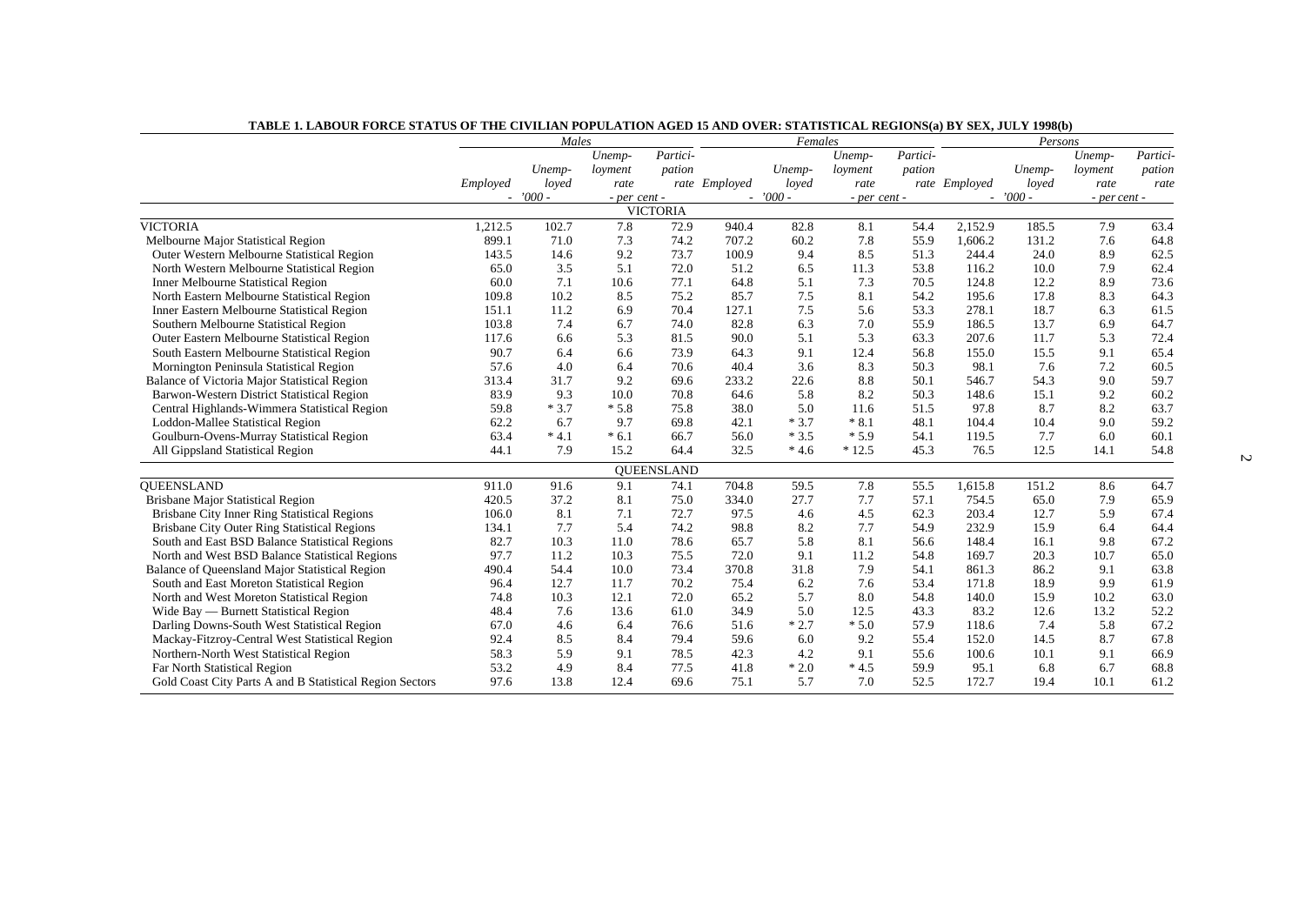**TABLE 1. LABOUR FORCE STATUS OF THE CIVILIAN POPULATION AGED 15 AND OVER: STATISTICAL REGIONS(a) BY SEX, JULY 1998(b)**

| | *Males* | | | | *Females* | | | | *Persons* | | | |
|---|---|---|---|---|---|---|---|---|---|---|---|---|
| | *Employed* | *Unemployed* | *Unemployment rate* | *Participation rate* | *Employed* | *Unemployed* | *Unemployment rate* | *Participation rate* | *Employed* | *Unemployed* | *Unemployment rate* | *Participation rate* |
| | *- '000 -* | | *- per cent -* | | *- '000 -* | | *- per cent -* | | *- '000 -* | | *- per cent -* | |
| **VICTORIA** | | | | | | | | | | | | |
| VICTORIA | 1,212.5 | 102.7 | 7.8 | 72.9 | 940.4 | 82.8 | 8.1 | 54.4 | 2,152.9 | 185.5 | 7.9 | 63.4 |
| Melbourne Major Statistical Region | 899.1 | 71.0 | 7.3 | 74.2 | 707.2 | 60.2 | 7.8 | 55.9 | 1,606.2 | 131.2 | 7.6 | 64.8 |
| Outer Western Melbourne Statistical Region | 143.5 | 14.6 | 9.2 | 73.7 | 100.9 | 9.4 | 8.5 | 51.3 | 244.4 | 24.0 | 8.9 | 62.5 |
| North Western Melbourne Statistical Region | 65.0 | 3.5 | 5.1 | 72.0 | 51.2 | 6.5 | 11.3 | 53.8 | 116.2 | 10.0 | 7.9 | 62.4 |
| Inner Melbourne Statistical Region | 60.0 | 7.1 | 10.6 | 77.1 | 64.8 | 5.1 | 7.3 | 70.5 | 124.8 | 12.2 | 8.9 | 73.6 |
| North Eastern Melbourne Statistical Region | 109.8 | 10.2 | 8.5 | 75.2 | 85.7 | 7.5 | 8.1 | 54.2 | 195.6 | 17.8 | 8.3 | 64.3 |
| Inner Eastern Melbourne Statistical Region | 151.1 | 11.2 | 6.9 | 70.4 | 127.1 | 7.5 | 5.6 | 53.3 | 278.1 | 18.7 | 6.3 | 61.5 |
| Southern Melbourne Statistical Region | 103.8 | 7.4 | 6.7 | 74.0 | 82.8 | 6.3 | 7.0 | 55.9 | 186.5 | 13.7 | 6.9 | 64.7 |
| Outer Eastern Melbourne Statistical Region | 117.6 | 6.6 | 5.3 | 81.5 | 90.0 | 5.1 | 5.3 | 63.3 | 207.6 | 11.7 | 5.3 | 72.4 |
| South Eastern Melbourne Statistical Region | 90.7 | 6.4 | 6.6 | 73.9 | 64.3 | 9.1 | 12.4 | 56.8 | 155.0 | 15.5 | 9.1 | 65.4 |
| Mornington Peninsula Statistical Region | 57.6 | 4.0 | 6.4 | 70.6 | 40.4 | 3.6 | 8.3 | 50.3 | 98.1 | 7.6 | 7.2 | 60.5 |
| Balance of Victoria Major Statistical Region | 313.4 | 31.7 | 9.2 | 69.6 | 233.2 | 22.6 | 8.8 | 50.1 | 546.7 | 54.3 | 9.0 | 59.7 |
| Barwon-Western District Statistical Region | 83.9 | 9.3 | 10.0 | 70.8 | 64.6 | 5.8 | 8.2 | 50.3 | 148.6 | 15.1 | 9.2 | 60.2 |
| Central Highlands-Wimmera Statistical Region | 59.8 | * 3.7 | * 5.8 | 75.8 | 38.0 | 5.0 | 11.6 | 51.5 | 97.8 | 8.7 | 8.2 | 63.7 |
| Loddon-Mallee Statistical Region | 62.2 | 6.7 | 9.7 | 69.8 | 42.1 | * 3.7 | * 8.1 | 48.1 | 104.4 | 10.4 | 9.0 | 59.2 |
| Goulburn-Ovens-Murray Statistical Region | 63.4 | * 4.1 | * 6.1 | 66.7 | 56.0 | * 3.5 | * 5.9 | 54.1 | 119.5 | 7.7 | 6.0 | 60.1 |
| All Gippsland Statistical Region | 44.1 | 7.9 | 15.2 | 64.4 | 32.5 | * 4.6 | * 12.5 | 45.3 | 76.5 | 12.5 | 14.1 | 54.8 |
| **QUEENSLAND** | | | | | | | | | | | | |
| QUEENSLAND | 911.0 | 91.6 | 9.1 | 74.1 | 704.8 | 59.5 | 7.8 | 55.5 | 1,615.8 | 151.2 | 8.6 | 64.7 |
| Brisbane Major Statistical Region | 420.5 | 37.2 | 8.1 | 75.0 | 334.0 | 27.7 | 7.7 | 57.1 | 754.5 | 65.0 | 7.9 | 65.9 |
| Brisbane City Inner Ring Statistical Regions | 106.0 | 8.1 | 7.1 | 72.7 | 97.5 | 4.6 | 4.5 | 62.3 | 203.4 | 12.7 | 5.9 | 67.4 |
| Brisbane City Outer Ring Statistical Regions | 134.1 | 7.7 | 5.4 | 74.2 | 98.8 | 8.2 | 7.7 | 54.9 | 232.9 | 15.9 | 6.4 | 64.4 |
| South and East BSD Balance Statistical Regions | 82.7 | 10.3 | 11.0 | 78.6 | 65.7 | 5.8 | 8.1 | 56.6 | 148.4 | 16.1 | 9.8 | 67.2 |
| North and West BSD Balance Statistical Regions | 97.7 | 11.2 | 10.3 | 75.5 | 72.0 | 9.1 | 11.2 | 54.8 | 169.7 | 20.3 | 10.7 | 65.0 |
| Balance of Queensland Major Statistical Region | 490.4 | 54.4 | 10.0 | 73.4 | 370.8 | 31.8 | 7.9 | 54.1 | 861.3 | 86.2 | 9.1 | 63.8 |
| South and East Moreton Statistical Region | 96.4 | 12.7 | 11.7 | 70.2 | 75.4 | 6.2 | 7.6 | 53.4 | 171.8 | 18.9 | 9.9 | 61.9 |
| North and West Moreton Statistical Region | 74.8 | 10.3 | 12.1 | 72.0 | 65.2 | 5.7 | 8.0 | 54.8 | 140.0 | 15.9 | 10.2 | 63.0 |
| Wide Bay — Burnett Statistical Region | 48.4 | 7.6 | 13.6 | 61.0 | 34.9 | 5.0 | 12.5 | 43.3 | 83.2 | 12.6 | 13.2 | 52.2 |
| Darling Downs-South West Statistical Region | 67.0 | 4.6 | 6.4 | 76.6 | 51.6 | * 2.7 | * 5.0 | 57.9 | 118.6 | 7.4 | 5.8 | 67.2 |
| Mackay-Fitzroy-Central West Statistical Region | 92.4 | 8.5 | 8.4 | 79.4 | 59.6 | 6.0 | 9.2 | 55.4 | 152.0 | 14.5 | 8.7 | 67.8 |
| Northern-North West Statistical Region | 58.3 | 5.9 | 9.1 | 78.5 | 42.3 | 4.2 | 9.1 | 55.6 | 100.6 | 10.1 | 9.1 | 66.9 |
| Far North Statistical Region | 53.2 | 4.9 | 8.4 | 77.5 | 41.8 | * 2.0 | * 4.5 | 59.9 | 95.1 | 6.8 | 6.7 | 68.8 |
| Gold Coast City Parts A and B Statistical Region Sectors | 97.6 | 13.8 | 12.4 | 69.6 | 75.1 | 5.7 | 7.0 | 52.5 | 172.7 | 19.4 | 10.1 | 61.2 |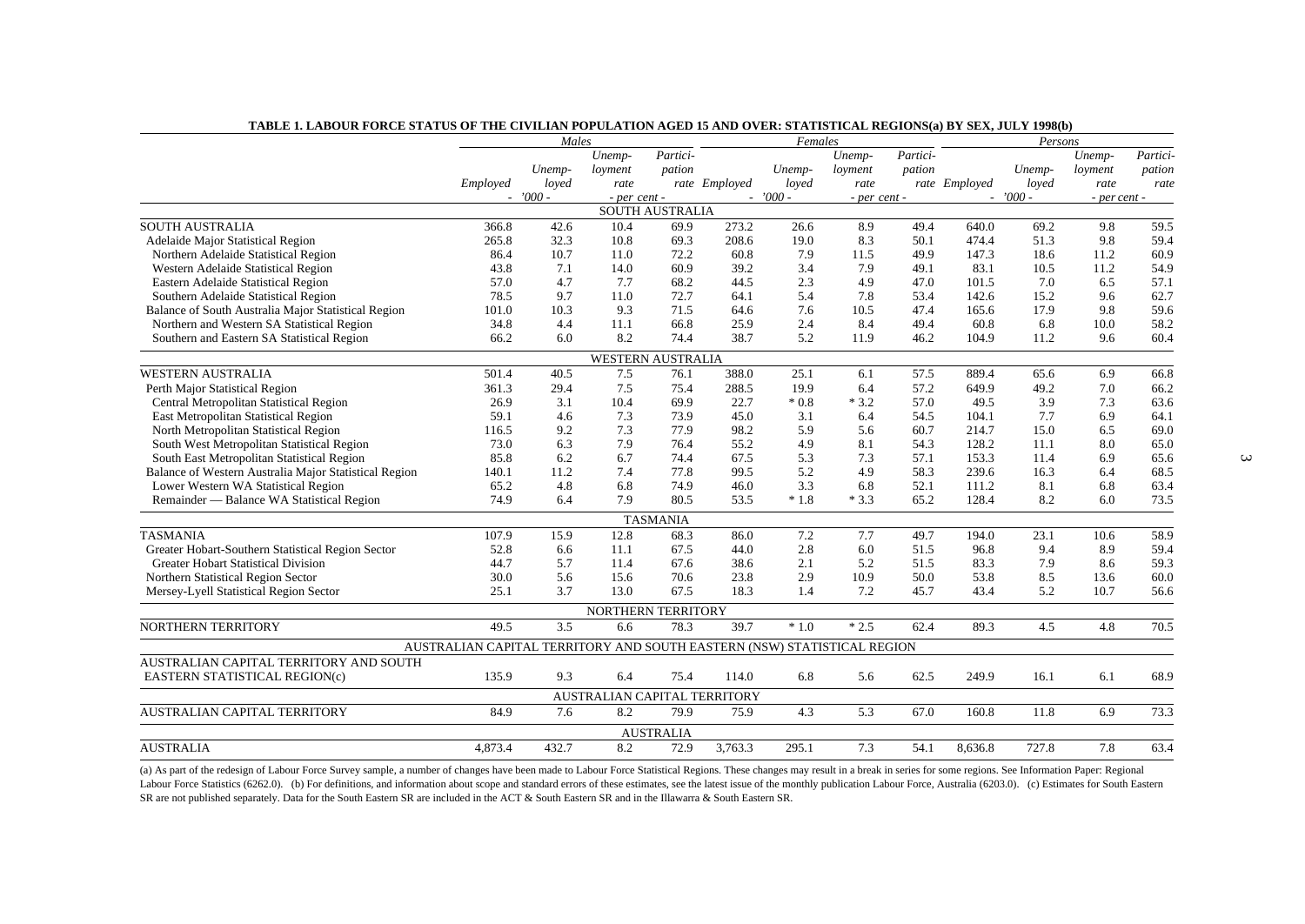**TABLE 1. LABOUR FORCE STATUS OF THE CIVILIAN POPULATION AGED 15 AND OVER: STATISTICAL REGIONS(a) BY SEX, JULY 1998(b)**

| | Males | | | | Females | | | | Persons | | | |
|---|---|---|---|---|---|---|---|---|---|---|---|---|
| | Employed | Unemployed | Unemployment rate | Participation rate | Employed | Unemployed | Unemployment rate | Participation rate | Employed | Unemployed | Unemployment rate | Participation rate |
| | - '000 - | | - per cent - | | - '000 - | | - per cent - | | - '000 - | | - per cent - | |
| **SOUTH AUSTRALIA** | | | | | | | | | | | | |
| SOUTH AUSTRALIA | 366.8 | 42.6 | 10.4 | 69.9 | 273.2 | 26.6 | 8.9 | 49.4 | 640.0 | 69.2 | 9.8 | 59.5 |
| Adelaide Major Statistical Region | 265.8 | 32.3 | 10.8 | 69.3 | 208.6 | 19.0 | 8.3 | 50.1 | 474.4 | 51.3 | 9.8 | 59.4 |
| Northern Adelaide Statistical Region | 86.4 | 10.7 | 11.0 | 72.2 | 60.8 | 7.9 | 11.5 | 49.9 | 147.3 | 18.6 | 11.2 | 60.9 |
| Western Adelaide Statistical Region | 43.8 | 7.1 | 14.0 | 60.9 | 39.2 | 3.4 | 7.9 | 49.1 | 83.1 | 10.5 | 11.2 | 54.9 |
| Eastern Adelaide Statistical Region | 57.0 | 4.7 | 7.7 | 68.2 | 44.5 | 2.3 | 4.9 | 47.0 | 101.5 | 7.0 | 6.5 | 57.1 |
| Southern Adelaide Statistical Region | 78.5 | 9.7 | 11.0 | 72.7 | 64.1 | 5.4 | 7.8 | 53.4 | 142.6 | 15.2 | 9.6 | 62.7 |
| Balance of South Australia Major Statistical Region | 101.0 | 10.3 | 9.3 | 71.5 | 64.6 | 7.6 | 10.5 | 47.4 | 165.6 | 17.9 | 9.8 | 59.6 |
| Northern and Western SA Statistical Region | 34.8 | 4.4 | 11.1 | 66.8 | 25.9 | 2.4 | 8.4 | 49.4 | 60.8 | 6.8 | 10.0 | 58.2 |
| Southern and Eastern SA Statistical Region | 66.2 | 6.0 | 8.2 | 74.4 | 38.7 | 5.2 | 11.9 | 46.2 | 104.9 | 11.2 | 9.6 | 60.4 |
| **WESTERN AUSTRALIA** | | | | | | | | | | | | |
| WESTERN AUSTRALIA | 501.4 | 40.5 | 7.5 | 76.1 | 388.0 | 25.1 | 6.1 | 57.5 | 889.4 | 65.6 | 6.9 | 66.8 |
| Perth Major Statistical Region | 361.3 | 29.4 | 7.5 | 75.4 | 288.5 | 19.9 | 6.4 | 57.2 | 649.9 | 49.2 | 7.0 | 66.2 |
| Central Metropolitan Statistical Region | 26.9 | 3.1 | 10.4 | 69.9 | 22.7 | * 0.8 | * 3.2 | 57.0 | 49.5 | 3.9 | 7.3 | 63.6 |
| East Metropolitan Statistical Region | 59.1 | 4.6 | 7.3 | 73.9 | 45.0 | 3.1 | 6.4 | 54.5 | 104.1 | 7.7 | 6.9 | 64.1 |
| North Metropolitan Statistical Region | 116.5 | 9.2 | 7.3 | 77.9 | 98.2 | 5.9 | 5.6 | 60.7 | 214.7 | 15.0 | 6.5 | 69.0 |
| South West Metropolitan Statistical Region | 73.0 | 6.3 | 7.9 | 76.4 | 55.2 | 4.9 | 8.1 | 54.3 | 128.2 | 11.1 | 8.0 | 65.0 |
| South East Metropolitan Statistical Region | 85.8 | 6.2 | 6.7 | 74.4 | 67.5 | 5.3 | 7.3 | 57.1 | 153.3 | 11.4 | 6.9 | 65.6 |
| Balance of Western Australia Major Statistical Region | 140.1 | 11.2 | 7.4 | 77.8 | 99.5 | 5.2 | 4.9 | 58.3 | 239.6 | 16.3 | 6.4 | 68.5 |
| Lower Western WA Statistical Region | 65.2 | 4.8 | 6.8 | 74.9 | 46.0 | 3.3 | 6.8 | 52.1 | 111.2 | 8.1 | 6.8 | 63.4 |
| Remainder — Balance WA Statistical Region | 74.9 | 6.4 | 7.9 | 80.5 | 53.5 | * 1.8 | * 3.3 | 65.2 | 128.4 | 8.2 | 6.0 | 73.5 |
| **TASMANIA** | | | | | | | | | | | | |
| TASMANIA | 107.9 | 15.9 | 12.8 | 68.3 | 86.0 | 7.2 | 7.7 | 49.7 | 194.0 | 23.1 | 10.6 | 58.9 |
| Greater Hobart-Southern Statistical Region Sector | 52.8 | 6.6 | 11.1 | 67.5 | 44.0 | 2.8 | 6.0 | 51.5 | 96.8 | 9.4 | 8.9 | 59.4 |
| Greater Hobart Statistical Division | 44.7 | 5.7 | 11.4 | 67.6 | 38.6 | 2.1 | 5.2 | 51.5 | 83.3 | 7.9 | 8.6 | 59.3 |
| Northern Statistical Region Sector | 30.0 | 5.6 | 15.6 | 70.6 | 23.8 | 2.9 | 10.9 | 50.0 | 53.8 | 8.5 | 13.6 | 60.0 |
| Mersey-Lyell Statistical Region Sector | 25.1 | 3.7 | 13.0 | 67.5 | 18.3 | 1.4 | 7.2 | 45.7 | 43.4 | 5.2 | 10.7 | 56.6 |
| **NORTHERN TERRITORY** | | | | | | | | | | | | |
| NORTHERN TERRITORY | 49.5 | 3.5 | 6.6 | 78.3 | 39.7 | * 1.0 | * 2.5 | 62.4 | 89.3 | 4.5 | 4.8 | 70.5 |
| **AUSTRALIAN CAPITAL TERRITORY AND SOUTH EASTERN (NSW) STATISTICAL REGION** | | | | | | | | | | | | |
| AUSTRALIAN CAPITAL TERRITORY AND SOUTH EASTERN STATISTICAL REGION(c) | 135.9 | 9.3 | 6.4 | 75.4 | 114.0 | 6.8 | 5.6 | 62.5 | 249.9 | 16.1 | 6.1 | 68.9 |
| **AUSTRALIAN CAPITAL TERRITORY** | | | | | | | | | | | | |
| AUSTRALIAN CAPITAL TERRITORY | 84.9 | 7.6 | 8.2 | 79.9 | 75.9 | 4.3 | 5.3 | 67.0 | 160.8 | 11.8 | 6.9 | 73.3 |
| **AUSTRALIA** | | | | | | | | | | | | |
| AUSTRALIA | 4,873.4 | 432.7 | 8.2 | 72.9 | 3,763.3 | 295.1 | 7.3 | 54.1 | 8,636.8 | 727.8 | 7.8 | 63.4 |

(a) As part of the redesign of Labour Force Survey sample, a number of changes have been made to Labour Force Statistical Regions. These changes may result in a break in series for some regions. See Information Paper: Regional Labour Force Statistics (6262.0). (b) For definitions, and information about scope and standard errors of these estimates, see the latest issue of the monthly publication Labour Force, Australia (6203.0). (c) Estimates for South Eastern SR are not published separately. Data for the South Eastern SR are included in the ACT & South Eastern SR and in the Illawarra & South Eastern SR.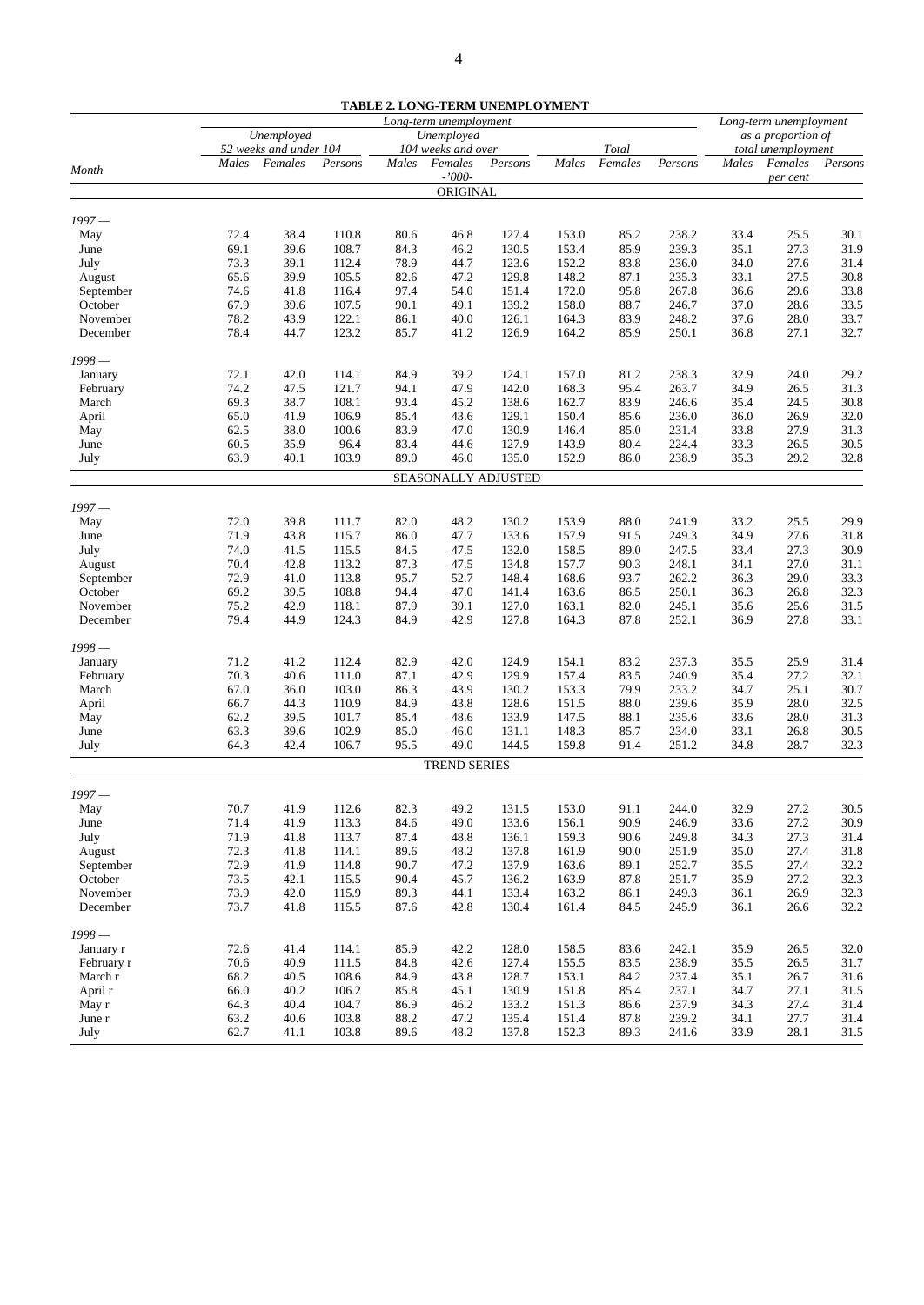**TABLE 2. LONG-TERM UNEMPLOYMENT**

| Month | Long-term unemployment: Unemployed 52 weeks and under 104 | | | Long-term unemployment: Unemployed 104 weeks and over | | | Long-term unemployment: Total | | | Long-term unemployment as a proportion of total unemployment | | |
|---|---|---|---|---|---|---|---|---|---|---|---|---|
| | Males | Females | Persons | Males | Females | Persons | Males | Females | Persons | Males | Females | Persons |
| | -'000- | | | | | | | | | per cent | | |
| **ORIGINAL** | | | | | | | | | | | | |
| *1997 —* | | | | | | | | | | | | |
| May | 72.4 | 38.4 | 110.8 | 80.6 | 46.8 | 127.4 | 153.0 | 85.2 | 238.2 | 33.4 | 25.5 | 30.1 |
| June | 69.1 | 39.6 | 108.7 | 84.3 | 46.2 | 130.5 | 153.4 | 85.9 | 239.3 | 35.1 | 27.3 | 31.9 |
| July | 73.3 | 39.1 | 112.4 | 78.9 | 44.7 | 123.6 | 152.2 | 83.8 | 236.0 | 34.0 | 27.6 | 31.4 |
| August | 65.6 | 39.9 | 105.5 | 82.6 | 47.2 | 129.8 | 148.2 | 87.1 | 235.3 | 33.1 | 27.5 | 30.8 |
| September | 74.6 | 41.8 | 116.4 | 97.4 | 54.0 | 151.4 | 172.0 | 95.8 | 267.8 | 36.6 | 29.6 | 33.8 |
| October | 67.9 | 39.6 | 107.5 | 90.1 | 49.1 | 139.2 | 158.0 | 88.7 | 246.7 | 37.0 | 28.6 | 33.5 |
| November | 78.2 | 43.9 | 122.1 | 86.1 | 40.0 | 126.1 | 164.3 | 83.9 | 248.2 | 37.6 | 28.0 | 33.7 |
| December | 78.4 | 44.7 | 123.2 | 85.7 | 41.2 | 126.9 | 164.2 | 85.9 | 250.1 | 36.8 | 27.1 | 32.7 |
| *1998 —* | | | | | | | | | | | | |
| January | 72.1 | 42.0 | 114.1 | 84.9 | 39.2 | 124.1 | 157.0 | 81.2 | 238.3 | 32.9 | 24.0 | 29.2 |
| February | 74.2 | 47.5 | 121.7 | 94.1 | 47.9 | 142.0 | 168.3 | 95.4 | 263.7 | 34.9 | 26.5 | 31.3 |
| March | 69.3 | 38.7 | 108.1 | 93.4 | 45.2 | 138.6 | 162.7 | 83.9 | 246.6 | 35.4 | 24.5 | 30.8 |
| April | 65.0 | 41.9 | 106.9 | 85.4 | 43.6 | 129.1 | 150.4 | 85.6 | 236.0 | 36.0 | 26.9 | 32.0 |
| May | 62.5 | 38.0 | 100.6 | 83.9 | 47.0 | 130.9 | 146.4 | 85.0 | 231.4 | 33.8 | 27.9 | 31.3 |
| June | 60.5 | 35.9 | 96.4 | 83.4 | 44.6 | 127.9 | 143.9 | 80.4 | 224.4 | 33.3 | 26.5 | 30.5 |
| July | 63.9 | 40.1 | 103.9 | 89.0 | 46.0 | 135.0 | 152.9 | 86.0 | 238.9 | 35.3 | 29.2 | 32.8 |
| **SEASONALLY ADJUSTED** | | | | | | | | | | | | |
| *1997 —* | | | | | | | | | | | | |
| May | 72.0 | 39.8 | 111.7 | 82.0 | 48.2 | 130.2 | 153.9 | 88.0 | 241.9 | 33.2 | 25.5 | 29.9 |
| June | 71.9 | 43.8 | 115.7 | 86.0 | 47.7 | 133.6 | 157.9 | 91.5 | 249.3 | 34.9 | 27.6 | 31.8 |
| July | 74.0 | 41.5 | 115.5 | 84.5 | 47.5 | 132.0 | 158.5 | 89.0 | 247.5 | 33.4 | 27.3 | 30.9 |
| August | 70.4 | 42.8 | 113.2 | 87.3 | 47.5 | 134.8 | 157.7 | 90.3 | 248.1 | 34.1 | 27.0 | 31.1 |
| September | 72.9 | 41.0 | 113.8 | 95.7 | 52.7 | 148.4 | 168.6 | 93.7 | 262.2 | 36.3 | 29.0 | 33.3 |
| October | 69.2 | 39.5 | 108.8 | 94.4 | 47.0 | 141.4 | 163.6 | 86.5 | 250.1 | 36.3 | 26.8 | 32.3 |
| November | 75.2 | 42.9 | 118.1 | 87.9 | 39.1 | 127.0 | 163.1 | 82.0 | 245.1 | 35.6 | 25.6 | 31.5 |
| December | 79.4 | 44.9 | 124.3 | 84.9 | 42.9 | 127.8 | 164.3 | 87.8 | 252.1 | 36.9 | 27.8 | 33.1 |
| *1998 —* | | | | | | | | | | | | |
| January | 71.2 | 41.2 | 112.4 | 82.9 | 42.0 | 124.9 | 154.1 | 83.2 | 237.3 | 35.5 | 25.9 | 31.4 |
| February | 70.3 | 40.6 | 111.0 | 87.1 | 42.9 | 129.9 | 157.4 | 83.5 | 240.9 | 35.4 | 27.2 | 32.1 |
| March | 67.0 | 36.0 | 103.0 | 86.3 | 43.9 | 130.2 | 153.3 | 79.9 | 233.2 | 34.7 | 25.1 | 30.7 |
| April | 66.7 | 44.3 | 110.9 | 84.9 | 43.8 | 128.6 | 151.5 | 88.0 | 239.6 | 35.9 | 28.0 | 32.5 |
| May | 62.2 | 39.5 | 101.7 | 85.4 | 48.6 | 133.9 | 147.5 | 88.1 | 235.6 | 33.6 | 28.0 | 31.3 |
| June | 63.3 | 39.6 | 102.9 | 85.0 | 46.0 | 131.1 | 148.3 | 85.7 | 234.0 | 33.1 | 26.8 | 30.5 |
| July | 64.3 | 42.4 | 106.7 | 95.5 | 49.0 | 144.5 | 159.8 | 91.4 | 251.2 | 34.8 | 28.7 | 32.3 |
| **TREND SERIES** | | | | | | | | | | | | |
| *1997 —* | | | | | | | | | | | | |
| May | 70.7 | 41.9 | 112.6 | 82.3 | 49.2 | 131.5 | 153.0 | 91.1 | 244.0 | 32.9 | 27.2 | 30.5 |
| June | 71.4 | 41.9 | 113.3 | 84.6 | 49.0 | 133.6 | 156.1 | 90.9 | 246.9 | 33.6 | 27.2 | 30.9 |
| July | 71.9 | 41.8 | 113.7 | 87.4 | 48.8 | 136.1 | 159.3 | 90.6 | 249.8 | 34.3 | 27.3 | 31.4 |
| August | 72.3 | 41.8 | 114.1 | 89.6 | 48.2 | 137.8 | 161.9 | 90.0 | 251.9 | 35.0 | 27.4 | 31.8 |
| September | 72.9 | 41.9 | 114.8 | 90.7 | 47.2 | 137.9 | 163.6 | 89.1 | 252.7 | 35.5 | 27.4 | 32.2 |
| October | 73.5 | 42.1 | 115.5 | 90.4 | 45.7 | 136.2 | 163.9 | 87.8 | 251.7 | 35.9 | 27.2 | 32.3 |
| November | 73.9 | 42.0 | 115.9 | 89.3 | 44.1 | 133.4 | 163.2 | 86.1 | 249.3 | 36.1 | 26.9 | 32.3 |
| December | 73.7 | 41.8 | 115.5 | 87.6 | 42.8 | 130.4 | 161.4 | 84.5 | 245.9 | 36.1 | 26.6 | 32.2 |
| *1998 —* | | | | | | | | | | | | |
| January r | 72.6 | 41.4 | 114.1 | 85.9 | 42.2 | 128.0 | 158.5 | 83.6 | 242.1 | 35.9 | 26.5 | 32.0 |
| February r | 70.6 | 40.9 | 111.5 | 84.8 | 42.6 | 127.4 | 155.5 | 83.5 | 238.9 | 35.5 | 26.5 | 31.7 |
| March r | 68.2 | 40.5 | 108.6 | 84.9 | 43.8 | 128.7 | 153.1 | 84.2 | 237.4 | 35.1 | 26.7 | 31.6 |
| April r | 66.0 | 40.2 | 106.2 | 85.8 | 45.1 | 130.9 | 151.8 | 85.4 | 237.1 | 34.7 | 27.1 | 31.5 |
| May r | 64.3 | 40.4 | 104.7 | 86.9 | 46.2 | 133.2 | 151.3 | 86.6 | 237.9 | 34.3 | 27.4 | 31.4 |
| June r | 63.2 | 40.6 | 103.8 | 88.2 | 47.2 | 135.4 | 151.4 | 87.8 | 239.2 | 34.1 | 27.7 | 31.4 |
| July | 62.7 | 41.1 | 103.8 | 89.6 | 48.2 | 137.8 | 152.3 | 89.3 | 241.6 | 33.9 | 28.1 | 31.5 |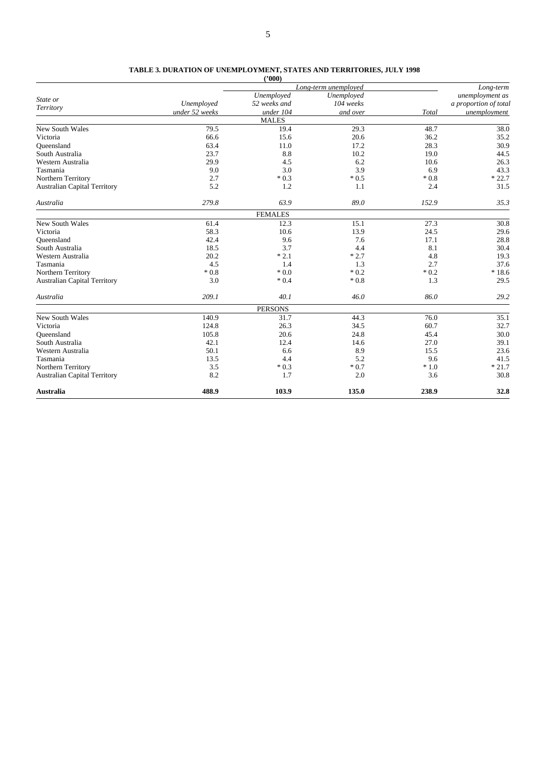**TABLE 3. DURATION OF UNEMPLOYMENT, STATES AND TERRITORIES, JULY 1998**

**('000)**

| *State or Territory* | *Unemployed under 52 weeks* | *Long-term unemployed* | | | *Long-term unemployment as a proportion of total unemployment* |
|---|---|---|---|---|---|
| | | *Unemployed 52 weeks and under 104* | *Unemployed 104 weeks and over* | *Total* | |
| | | MALES | | | |
| New South Wales | 79.5 | 19.4 | 29.3 | 48.7 | 38.0 |
| Victoria | 66.6 | 15.6 | 20.6 | 36.2 | 35.2 |
| Queensland | 63.4 | 11.0 | 17.2 | 28.3 | 30.9 |
| South Australia | 23.7 | 8.8 | 10.2 | 19.0 | 44.5 |
| Western Australia | 29.9 | 4.5 | 6.2 | 10.6 | 26.3 |
| Tasmania | 9.0 | 3.0 | 3.9 | 6.9 | 43.3 |
| Northern Territory | 2.7 | * 0.3 | * 0.5 | * 0.8 | * 22.7 |
| Australian Capital Territory | 5.2 | 1.2 | 1.1 | 2.4 | 31.5 |
| *Australia* | *279.8* | *63.9* | *89.0* | *152.9* | *35.3* |
| | | FEMALES | | | |
| New South Wales | 61.4 | 12.3 | 15.1 | 27.3 | 30.8 |
| Victoria | 58.3 | 10.6 | 13.9 | 24.5 | 29.6 |
| Queensland | 42.4 | 9.6 | 7.6 | 17.1 | 28.8 |
| South Australia | 18.5 | 3.7 | 4.4 | 8.1 | 30.4 |
| Western Australia | 20.2 | * 2.1 | * 2.7 | 4.8 | 19.3 |
| Tasmania | 4.5 | 1.4 | 1.3 | 2.7 | 37.6 |
| Northern Territory | * 0.8 | * 0.0 | * 0.2 | * 0.2 | * 18.6 |
| Australian Capital Territory | 3.0 | * 0.4 | * 0.8 | 1.3 | 29.5 |
| *Australia* | *209.1* | *40.1* | *46.0* | *86.0* | *29.2* |
| | | PERSONS | | | |
| New South Wales | 140.9 | 31.7 | 44.3 | 76.0 | 35.1 |
| Victoria | 124.8 | 26.3 | 34.5 | 60.7 | 32.7 |
| Queensland | 105.8 | 20.6 | 24.8 | 45.4 | 30.0 |
| South Australia | 42.1 | 12.4 | 14.6 | 27.0 | 39.1 |
| Western Australia | 50.1 | 6.6 | 8.9 | 15.5 | 23.6 |
| Tasmania | 13.5 | 4.4 | 5.2 | 9.6 | 41.5 |
| Northern Territory | 3.5 | * 0.3 | * 0.7 | * 1.0 | * 21.7 |
| Australian Capital Territory | 8.2 | 1.7 | 2.0 | 3.6 | 30.8 |
| **Australia** | **488.9** | **103.9** | **135.0** | **238.9** | **32.8** |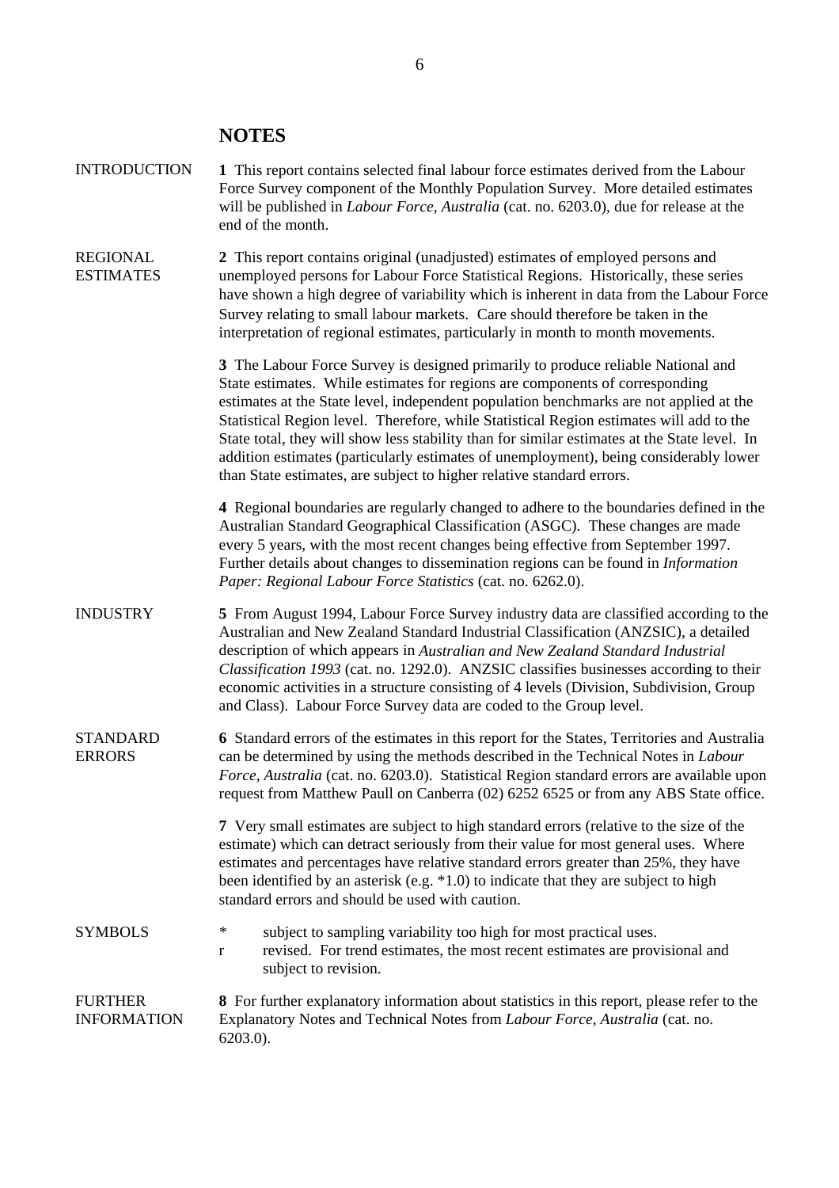## NOTES

**INTRODUCTION**

**1** This report contains selected final labour force estimates derived from the Labour Force Survey component of the Monthly Population Survey. More detailed estimates will be published in *Labour Force, Australia* (cat. no. 6203.0), due for release at the end of the month.

**REGIONAL ESTIMATES**

**2** This report contains original (unadjusted) estimates of employed persons and unemployed persons for Labour Force Statistical Regions. Historically, these series have shown a high degree of variability which is inherent in data from the Labour Force Survey relating to small labour markets. Care should therefore be taken in the interpretation of regional estimates, particularly in month to month movements.

**3** The Labour Force Survey is designed primarily to produce reliable National and State estimates. While estimates for regions are components of corresponding estimates at the State level, independent population benchmarks are not applied at the Statistical Region level. Therefore, while Statistical Region estimates will add to the State total, they will show less stability than for similar estimates at the State level. In addition estimates (particularly estimates of unemployment), being considerably lower than State estimates, are subject to higher relative standard errors.

**4** Regional boundaries are regularly changed to adhere to the boundaries defined in the Australian Standard Geographical Classification (ASGC). These changes are made every 5 years, with the most recent changes being effective from September 1997. Further details about changes to dissemination regions can be found in *Information Paper: Regional Labour Force Statistics* (cat. no. 6262.0).

**INDUSTRY**

**5** From August 1994, Labour Force Survey industry data are classified according to the Australian and New Zealand Standard Industrial Classification (ANZSIC), a detailed description of which appears in *Australian and New Zealand Standard Industrial Classification 1993* (cat. no. 1292.0). ANZSIC classifies businesses according to their economic activities in a structure consisting of 4 levels (Division, Subdivision, Group and Class). Labour Force Survey data are coded to the Group level.

**STANDARD ERRORS**

**6** Standard errors of the estimates in this report for the States, Territories and Australia can be determined by using the methods described in the Technical Notes in *Labour Force, Australia* (cat. no. 6203.0). Statistical Region standard errors are available upon request from Matthew Paull on Canberra (02) 6252 6525 or from any ABS State office.

**7** Very small estimates are subject to high standard errors (relative to the size of the estimate) which can detract seriously from their value for most general uses. Where estimates and percentages have relative standard errors greater than 25%, they have been identified by an asterisk (e.g. *1.0) to indicate that they are subject to high standard errors and should be used with caution.

**SYMBOLS**

- \* subject to sampling variability too high for most practical uses.
- r revised. For trend estimates, the most recent estimates are provisional and subject to revision.

**FURTHER INFORMATION**

**8** For further explanatory information about statistics in this report, please refer to the Explanatory Notes and Technical Notes from *Labour Force, Australia* (cat. no. 6203.0).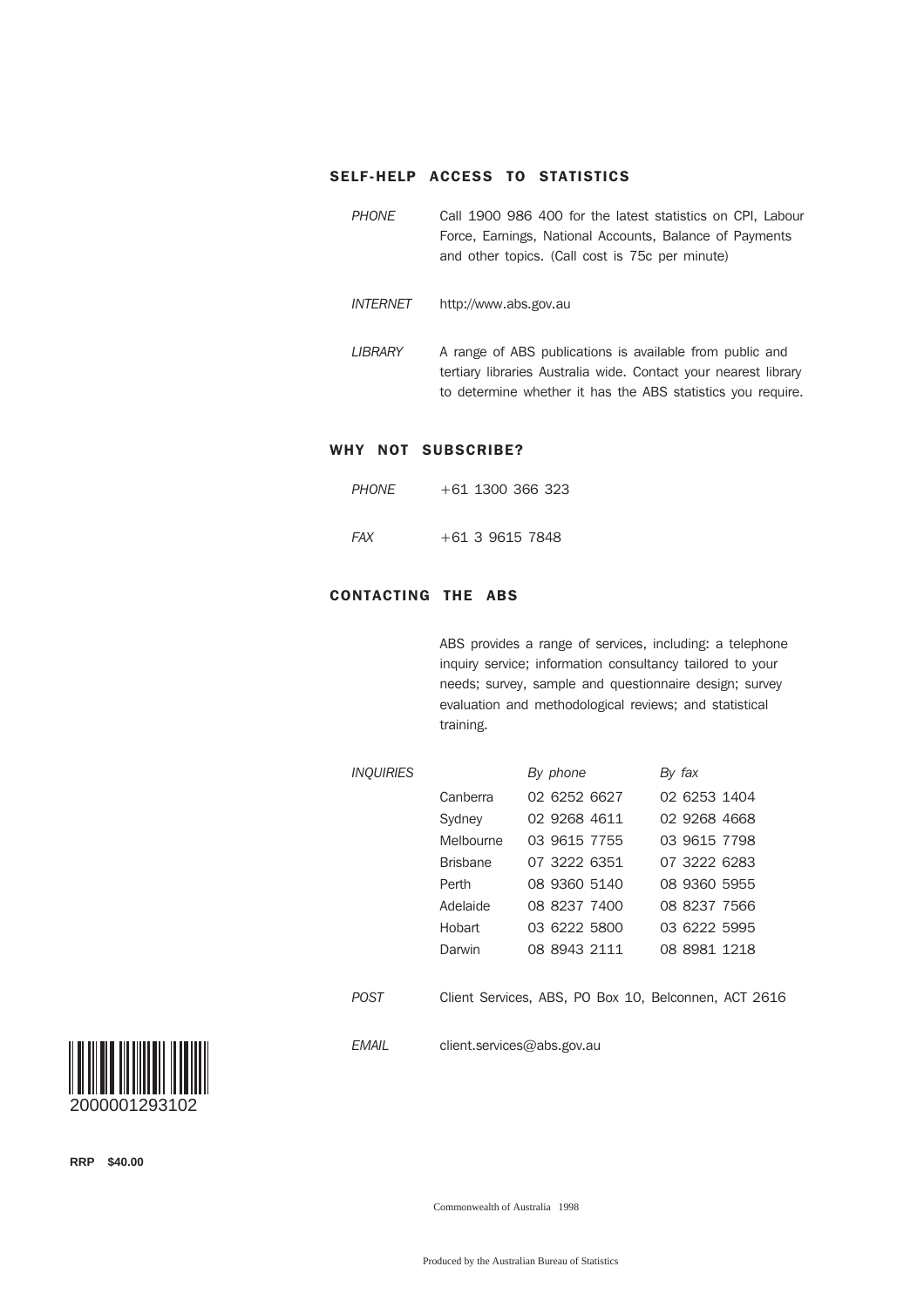## SELF-HELP ACCESS TO STATISTICS

*PHONE* Call 1900 986 400 for the latest statistics on CPI, Labour Force, Earnings, National Accounts, Balance of Payments and other topics. (Call cost is 75c per minute)

*INTERNET* http://www.abs.gov.au

*LIBRARY* A range of ABS publications is available from public and tertiary libraries Australia wide. Contact your nearest library to determine whether it has the ABS statistics you require.

## WHY NOT SUBSCRIBE?

*PHONE* +61 1300 366 323

*FAX* +61 3 9615 7848

## CONTACTING THE ABS

ABS provides a range of services, including: a telephone inquiry service; information consultancy tailored to your needs; survey, sample and questionnaire design; survey evaluation and methodological reviews; and statistical training.

| *INQUIRIES* | | *By phone* | *By fax* |
|---|---|---|---|
| | Canberra | 02 6252 6627 | 02 6253 1404 |
| | Sydney | 02 9268 4611 | 02 9268 4668 |
| | Melbourne | 03 9615 7755 | 03 9615 7798 |
| | Brisbane | 07 3222 6351 | 07 3222 6283 |
| | Perth | 08 9360 5140 | 08 9360 5955 |
| | Adelaide | 08 8237 7400 | 08 8237 7566 |
| | Hobart | 03 6222 5800 | 03 6222 5995 |
| | Darwin | 08 8943 2111 | 08 8981 1218 |

*POST* Client Services, ABS, PO Box 10, Belconnen, ACT 2616

*EMAIL* client.services@abs.gov.au

2000001293102

**RRP $40.00**

Commonwealth of Australia 1998

Produced by the Australian Bureau of Statistics